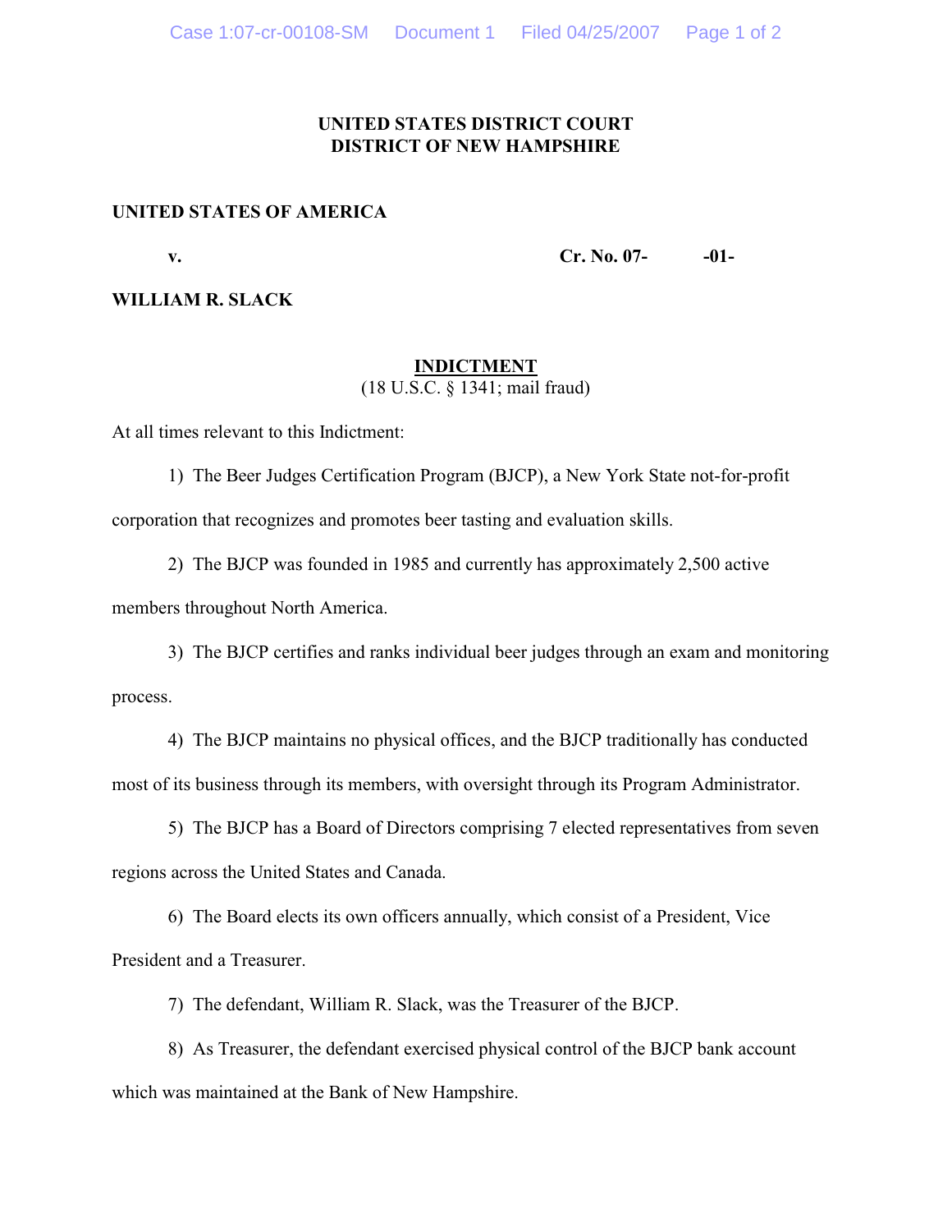**UNITED STATES DISTRICT COURT**
**DISTRICT OF NEW HAMPSHIRE**

**UNITED STATES OF AMERICA**

**v.** **Cr. No. 07- -01-**

**WILLIAM R. SLACK**

**INDICTMENT**
(18 U.S.C. § 1341; mail fraud)

At all times relevant to this Indictment:

1) The Beer Judges Certification Program (BJCP), a New York State not-for-profit corporation that recognizes and promotes beer tasting and evaluation skills.

2) The BJCP was founded in 1985 and currently has approximately 2,500 active members throughout North America.

3) The BJCP certifies and ranks individual beer judges through an exam and monitoring process.

4) The BJCP maintains no physical offices, and the BJCP traditionally has conducted most of its business through its members, with oversight through its Program Administrator.

5) The BJCP has a Board of Directors comprising 7 elected representatives from seven regions across the United States and Canada.

6) The Board elects its own officers annually, which consist of a President, Vice President and a Treasurer.

7) The defendant, William R. Slack, was the Treasurer of the BJCP.

8) As Treasurer, the defendant exercised physical control of the BJCP bank account which was maintained at the Bank of New Hampshire.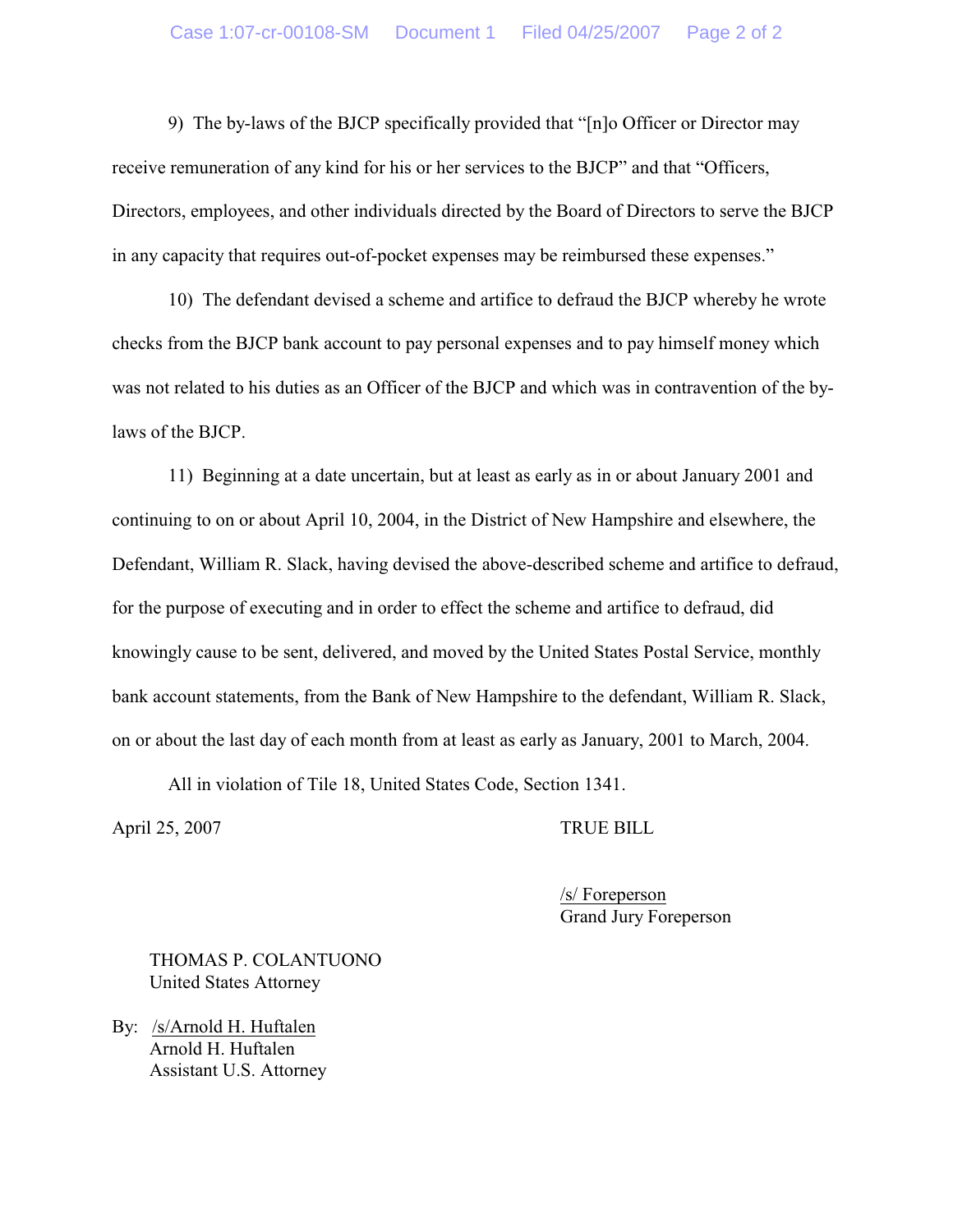9) The by-laws of the BJCP specifically provided that "[n]o Officer or Director may receive remuneration of any kind for his or her services to the BJCP" and that "Officers, Directors, employees, and other individuals directed by the Board of Directors to serve the BJCP in any capacity that requires out-of-pocket expenses may be reimbursed these expenses."

10) The defendant devised a scheme and artifice to defraud the BJCP whereby he wrote checks from the BJCP bank account to pay personal expenses and to pay himself money which was not related to his duties as an Officer of the BJCP and which was in contravention of the by-laws of the BJCP.

11) Beginning at a date uncertain, but at least as early as in or about January 2001 and continuing to on or about April 10, 2004, in the District of New Hampshire and elsewhere, the Defendant, William R. Slack, having devised the above-described scheme and artifice to defraud, for the purpose of executing and in order to effect the scheme and artifice to defraud, did knowingly cause to be sent, delivered, and moved by the United States Postal Service, monthly bank account statements, from the Bank of New Hampshire to the defendant, William R. Slack, on or about the last day of each month from at least as early as January, 2001 to March, 2004.

All in violation of Tile 18, United States Code, Section 1341.

April 25, 2007

TRUE BILL

/s/ Foreperson
Grand Jury Foreperson

THOMAS P. COLANTUONO
United States Attorney

By: /s/Arnold H. Huftalen
Arnold H. Huftalen
Assistant U.S. Attorney